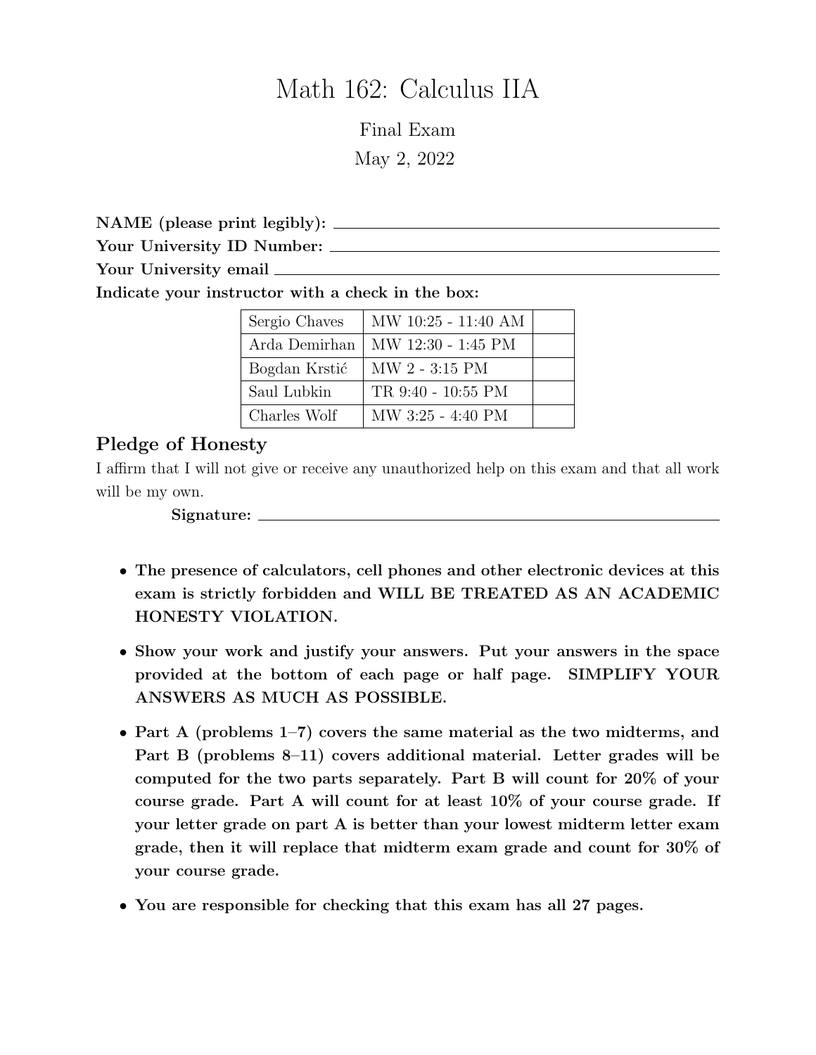# Math 162: Calculus IIA

Final Exam

May 2, 2022

**NAME (please print legibly):** \_\_\_\_\_\_\_\_\_\_\_\_\_\_\_\_\_\_\_\_\_\_\_\_\_\_\_\_\_\_

**Your University ID Number:** \_\_\_\_\_\_\_\_\_\_\_\_\_\_\_\_\_\_\_\_\_\_\_\_\_\_\_\_\_\_

**Your University email** \_\_\_\_\_\_\_\_\_\_\_\_\_\_\_\_\_\_\_\_\_\_\_\_\_\_\_\_\_\_

**Indicate your instructor with a check in the box:**

| Instructor | Time | Check |
|---|---|---|
| Sergio Chaves | MW 10:25 - 11:40 AM | |
| Arda Demirhan | MW 12:30 - 1:45 PM | |
| Bogdan Krstić | MW 2 - 3:15 PM | |
| Saul Lubkin | TR 9:40 - 10:55 PM | |
| Charles Wolf | MW 3:25 - 4:40 PM | |

## Pledge of Honesty

I affirm that I will not give or receive any unauthorized help on this exam and that all work will be my own.

**Signature:** \_\_\_\_\_\_\_\_\_\_\_\_\_\_\_\_\_\_\_\_\_\_\_\_\_\_\_\_\_\_

- **The presence of calculators, cell phones and other electronic devices at this exam is strictly forbidden and WILL BE TREATED AS AN ACADEMIC HONESTY VIOLATION.**
- **Show your work and justify your answers. Put your answers in the space provided at the bottom of each page or half page. SIMPLIFY YOUR ANSWERS AS MUCH AS POSSIBLE.**
- **Part A (problems 1–7) covers the same material as the two midterms, and Part B (problems 8–11) covers additional material. Letter grades will be computed for the two parts separately. Part B will count for 20% of your course grade. Part A will count for at least 10% of your course grade. If your letter grade on part A is better than your lowest midterm letter exam grade, then it will replace that midterm exam grade and count for 30% of your course grade.**
- **You are responsible for checking that this exam has all 27 pages.**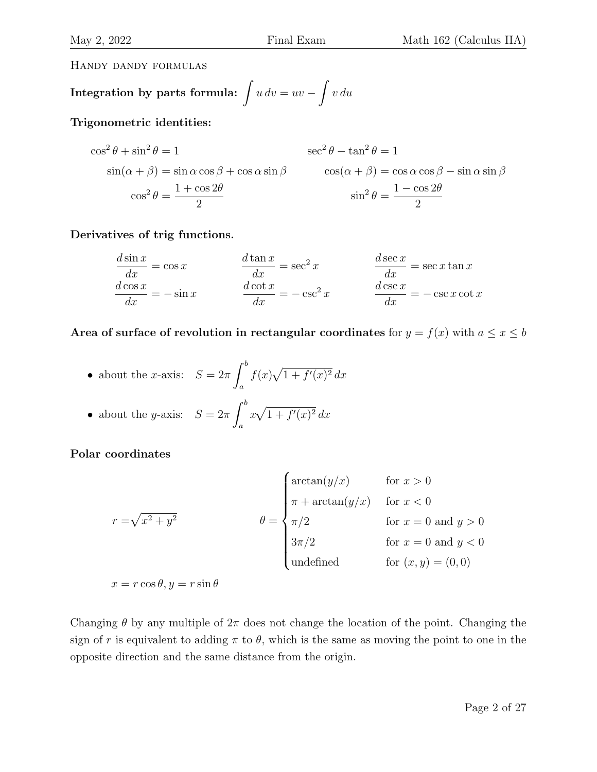Handy dandy formulas

**Integration by parts formula:** $\int u\,dv = uv - \int v\,du$

**Trigonometric identities:**

$$\cos^2\theta + \sin^2\theta = 1 \qquad \sec^2\theta - \tan^2\theta = 1$$

$$\sin(\alpha+\beta) = \sin\alpha\cos\beta + \cos\alpha\sin\beta \qquad \cos(\alpha+\beta) = \cos\alpha\cos\beta - \sin\alpha\sin\beta$$

$$\cos^2\theta = \frac{1+\cos 2\theta}{2} \qquad \sin^2\theta = \frac{1-\cos 2\theta}{2}$$

**Derivatives of trig functions.**

$$\frac{d\sin x}{dx} = \cos x \qquad \frac{d\tan x}{dx} = \sec^2 x \qquad \frac{d\sec x}{dx} = \sec x\tan x$$

$$\frac{d\cos x}{dx} = -\sin x \qquad \frac{d\cot x}{dx} = -\csc^2 x \qquad \frac{d\csc x}{dx} = -\csc x\cot x$$

**Area of surface of revolution in rectangular coordinates** for $y = f(x)$ with $a \le x \le b$

- about the $x$-axis: $S = 2\pi\int_a^b f(x)\sqrt{1+f'(x)^2}\,dx$
- about the $y$-axis: $S = 2\pi\int_a^b x\sqrt{1+f'(x)^2}\,dx$

**Polar coordinates**

$$r = \sqrt{x^2+y^2} \qquad \theta = \begin{cases} \arctan(y/x) & \text{for } x > 0 \\ \pi + \arctan(y/x) & \text{for } x < 0 \\ \pi/2 & \text{for } x = 0 \text{ and } y > 0 \\ 3\pi/2 & \text{for } x = 0 \text{ and } y < 0 \\ \text{undefined} & \text{for } (x,y) = (0,0) \end{cases}$$

$$x = r\cos\theta, y = r\sin\theta$$

Changing $\theta$ by any multiple of $2\pi$ does not change the location of the point. Changing the sign of $r$ is equivalent to adding $\pi$ to $\theta$, which is the same as moving the point to one in the opposite direction and the same distance from the origin.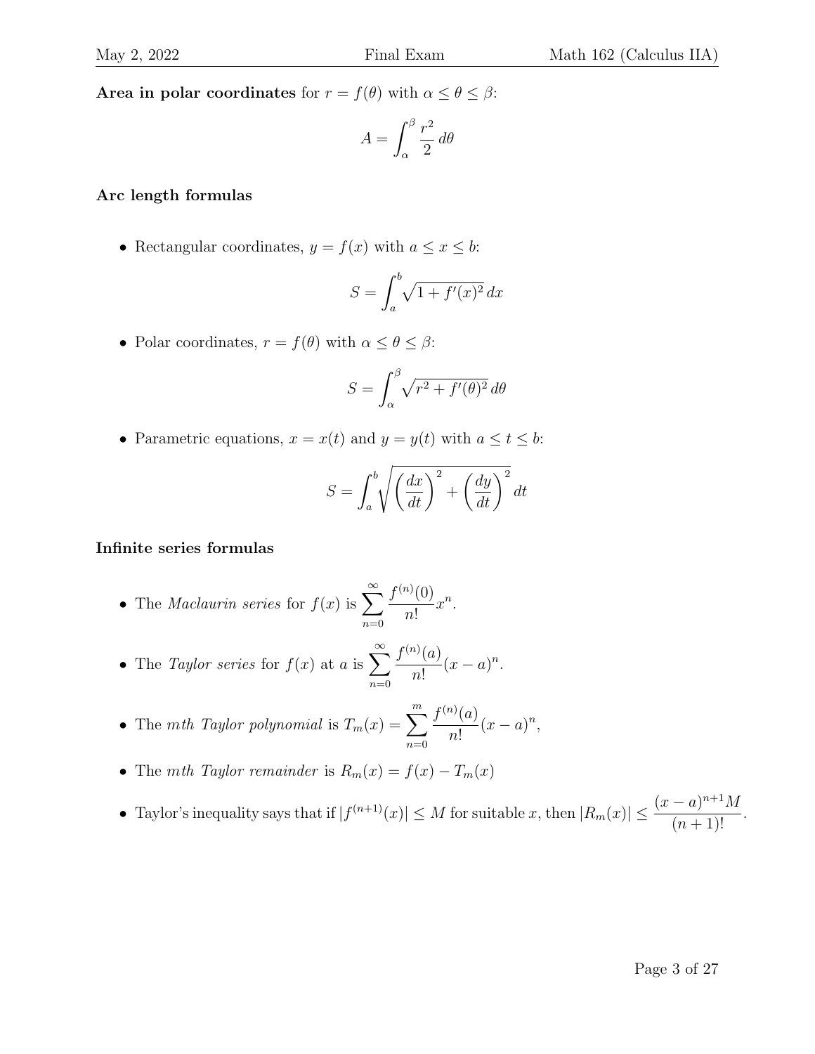**Area in polar coordinates** for $r = f(\theta)$ with $\alpha \leq \theta \leq \beta$:

$$A = \int_{\alpha}^{\beta} \frac{r^2}{2}\, d\theta$$

**Arc length formulas**

- Rectangular coordinates, $y = f(x)$ with $a \leq x \leq b$:

$$S = \int_a^b \sqrt{1 + f'(x)^2}\, dx$$

- Polar coordinates, $r = f(\theta)$ with $\alpha \leq \theta \leq \beta$:

$$S = \int_{\alpha}^{\beta} \sqrt{r^2 + f'(\theta)^2}\, d\theta$$

- Parametric equations, $x = x(t)$ and $y = y(t)$ with $a \leq t \leq b$:

$$S = \int_a^b \sqrt{\left(\frac{dx}{dt}\right)^2 + \left(\frac{dy}{dt}\right)^2}\, dt$$

**Infinite series formulas**

- The *Maclaurin series* for $f(x)$ is $\displaystyle\sum_{n=0}^{\infty} \frac{f^{(n)}(0)}{n!} x^n$.
- The *Taylor series* for $f(x)$ at $a$ is $\displaystyle\sum_{n=0}^{\infty} \frac{f^{(n)}(a)}{n!} (x-a)^n$.
- The *mth Taylor polynomial* is $T_m(x) = \displaystyle\sum_{n=0}^{m} \frac{f^{(n)}(a)}{n!} (x-a)^n$,
- The *mth Taylor remainder* is $R_m(x) = f(x) - T_m(x)$
- Taylor's inequality says that if $|f^{(n+1)}(x)| \leq M$ for suitable $x$, then $|R_m(x)| \leq \dfrac{(x-a)^{n+1}M}{(n+1)!}$.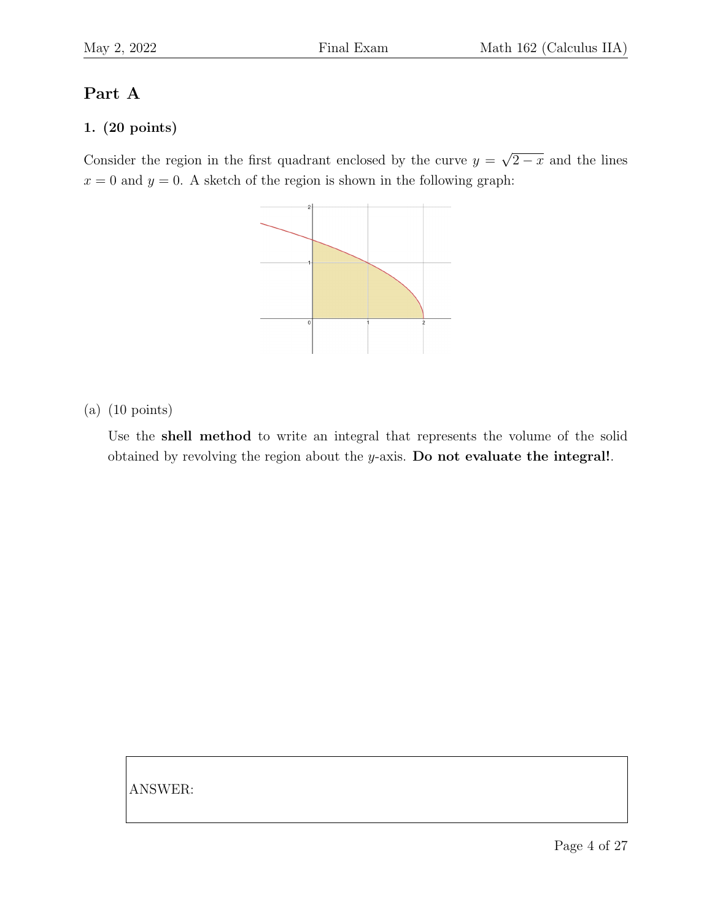## Part A

### 1. (20 points)

Consider the region in the first quadrant enclosed by the curve $y = \sqrt{2-x}$ and the lines $x = 0$ and $y = 0$. A sketch of the region is shown in the following graph:

(a) (10 points)

Use the **shell method** to write an integral that represents the volume of the solid obtained by revolving the region about the $y$-axis. **Do not evaluate the integral!**.

ANSWER: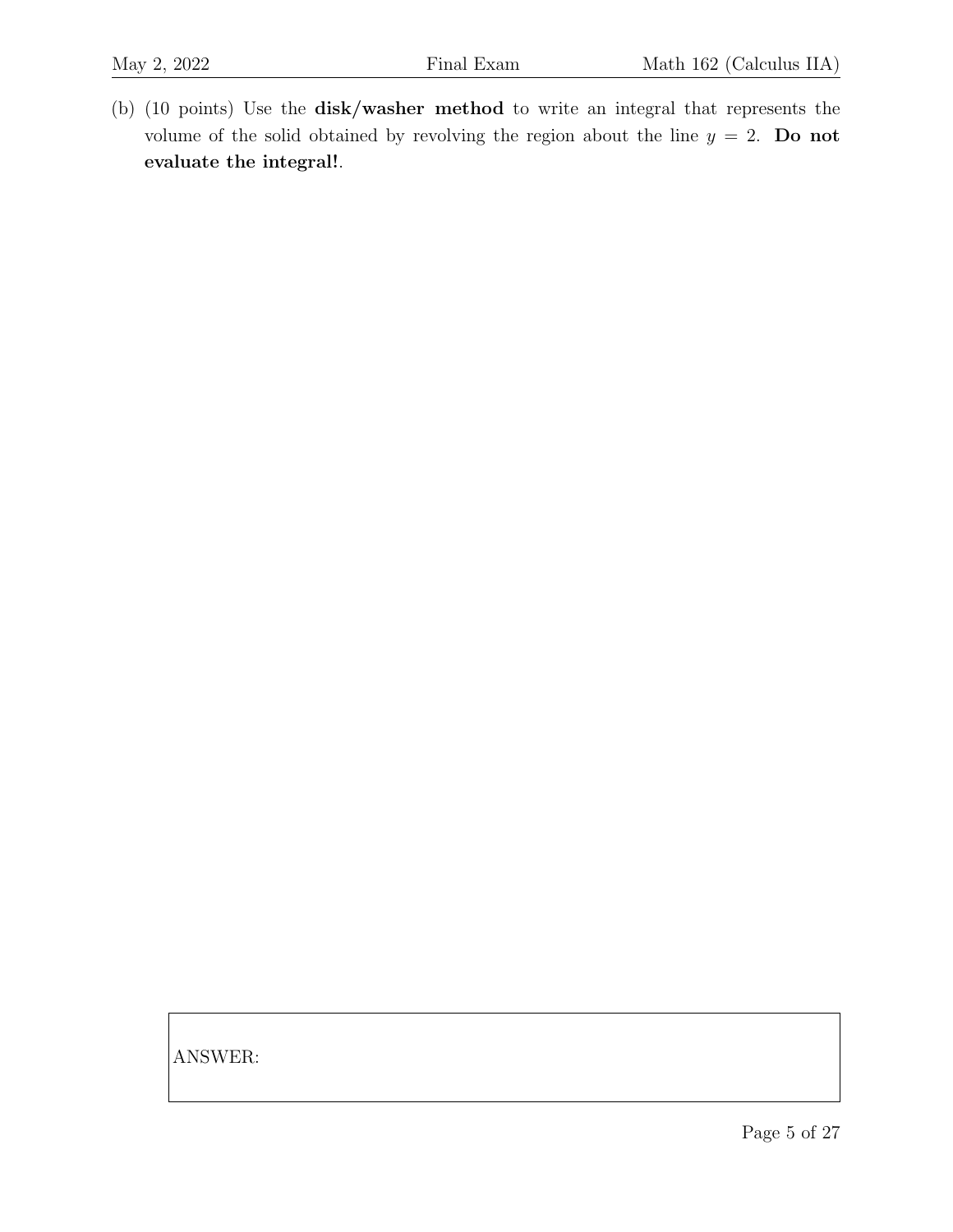(b) (10 points) Use the **disk/washer method** to write an integral that represents the volume of the solid obtained by revolving the region about the line $y = 2$. **Do not evaluate the integral!**.

| ANSWER: |
|---|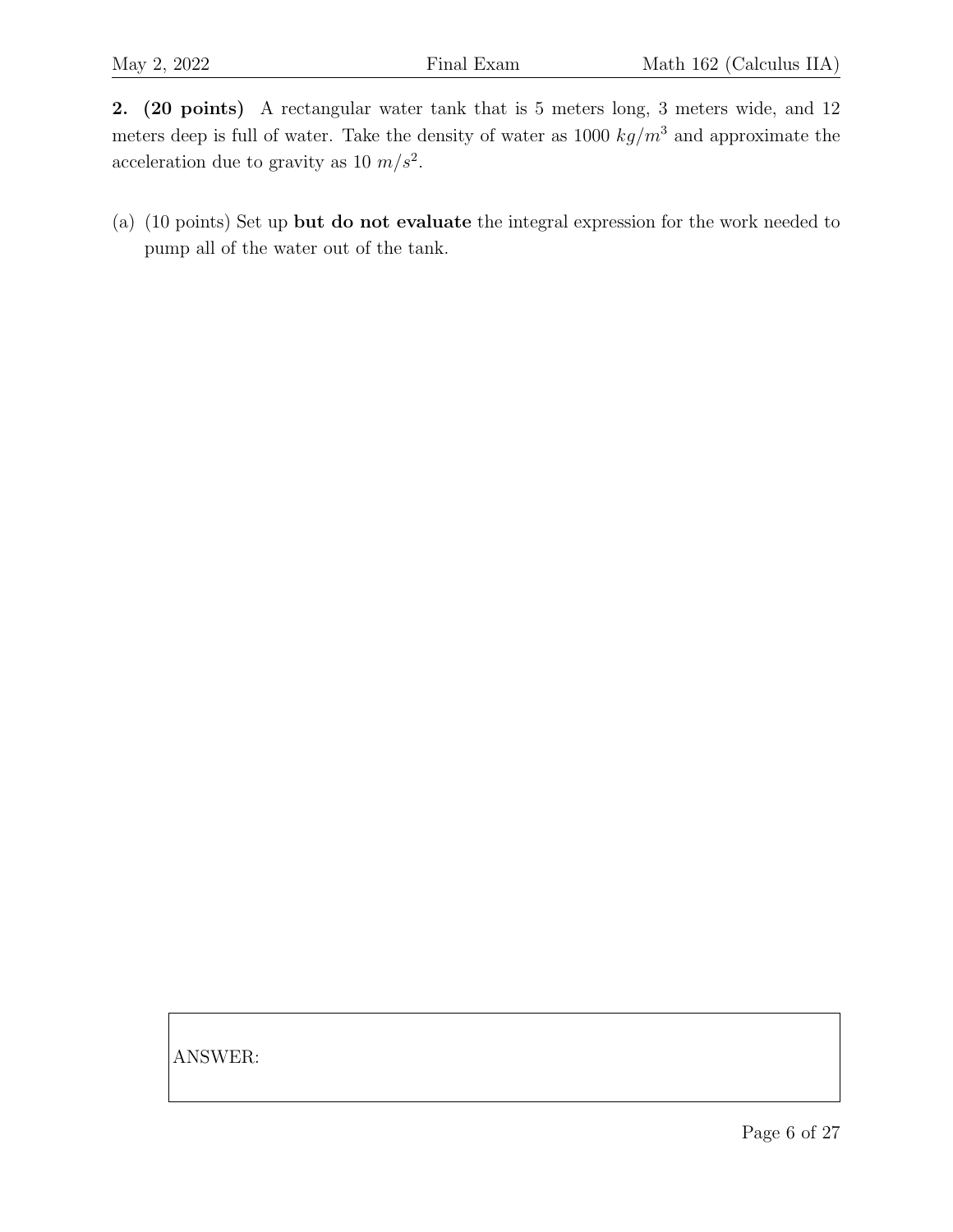**2. (20 points)** A rectangular water tank that is 5 meters long, 3 meters wide, and 12 meters deep is full of water. Take the density of water as 1000 $kg/m^3$ and approximate the acceleration due to gravity as 10 $m/s^2$.

(a) (10 points) Set up **but do not evaluate** the integral expression for the work needed to pump all of the water out of the tank.

ANSWER: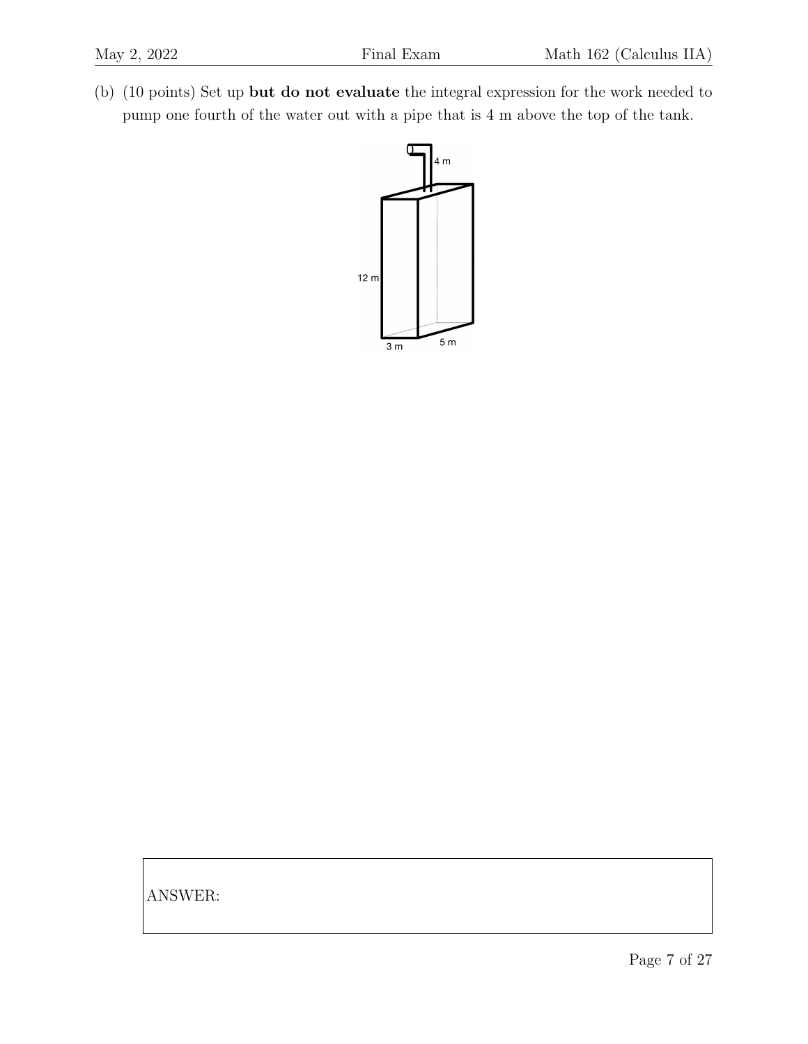(b) (10 points) Set up **but do not evaluate** the integral expression for the work needed to pump one fourth of the water out with a pipe that is 4 m above the top of the tank.

ANSWER: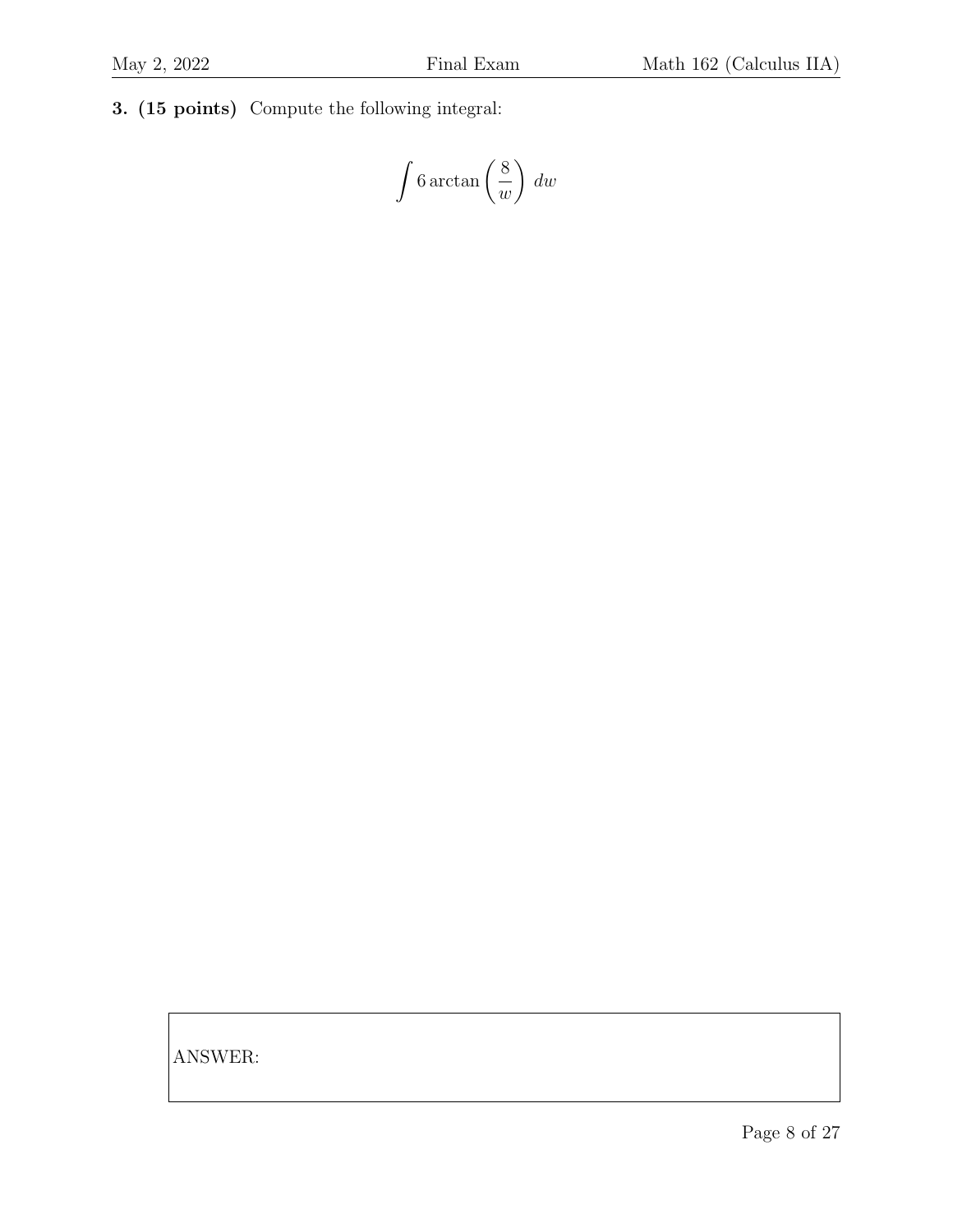**3. (15 points)** Compute the following integral:

$$\int 6 \arctan\left(\frac{8}{w}\right)\, dw$$

ANSWER: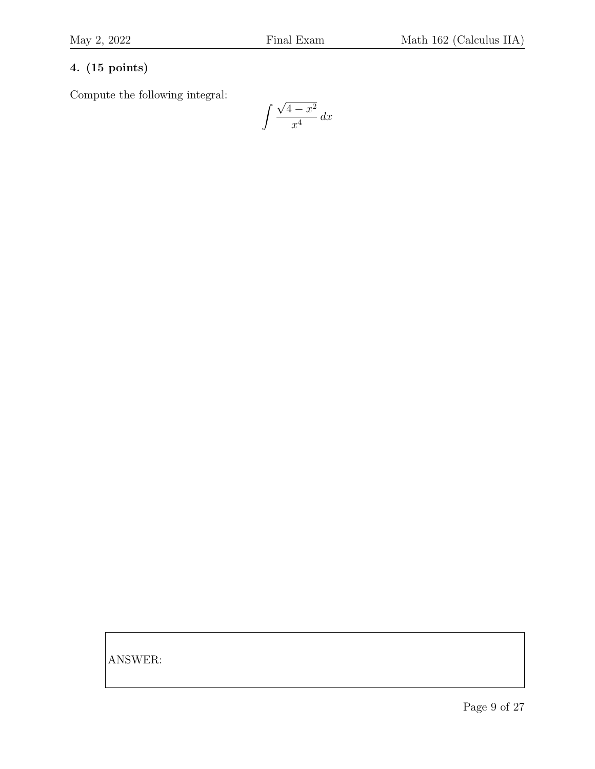**4. (15 points)**

Compute the following integral:

$$\int \frac{\sqrt{4-x^2}}{x^4}\,dx$$

ANSWER: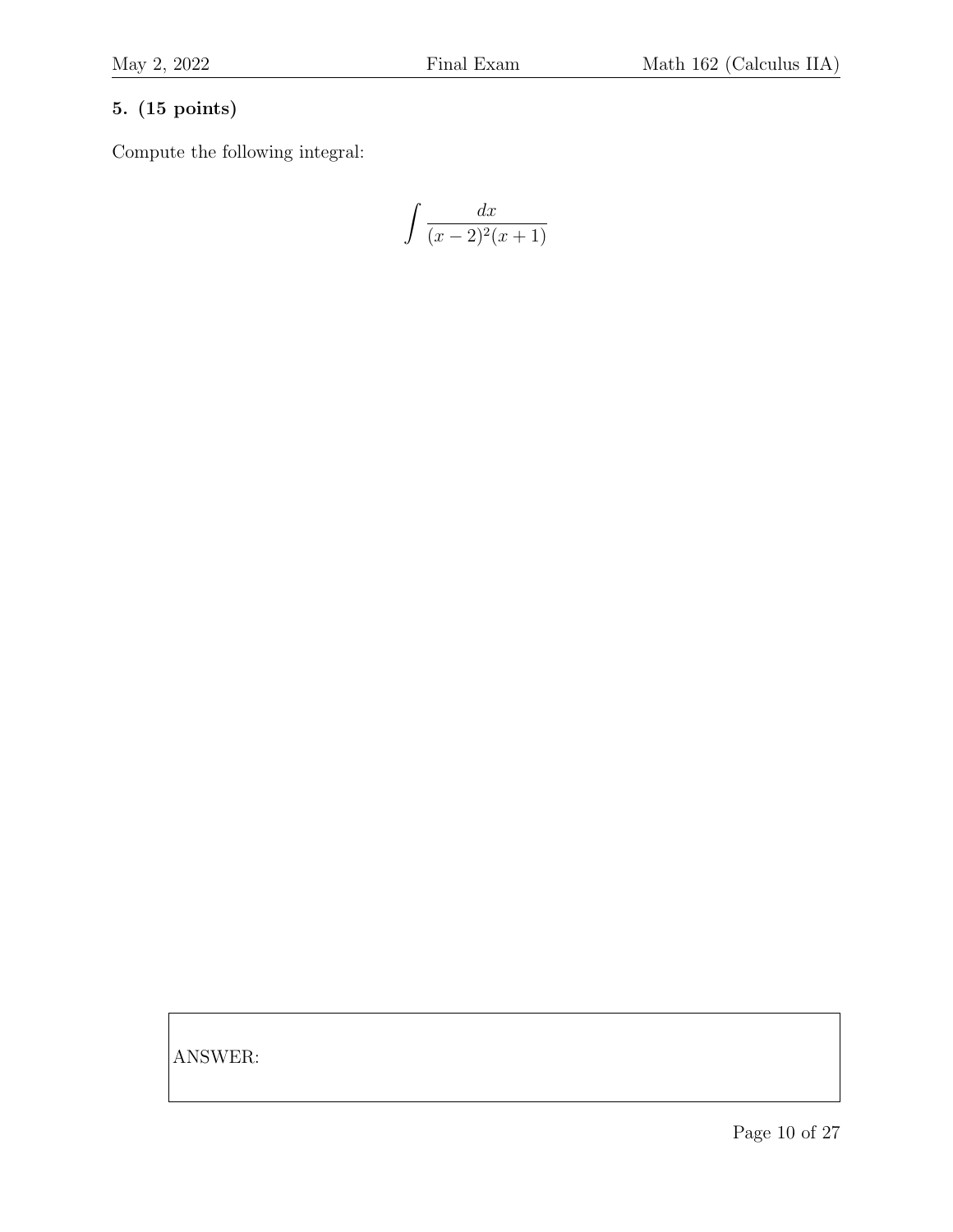**5. (15 points)**

Compute the following integral:

$$\int \frac{dx}{(x-2)^2(x+1)}$$

ANSWER: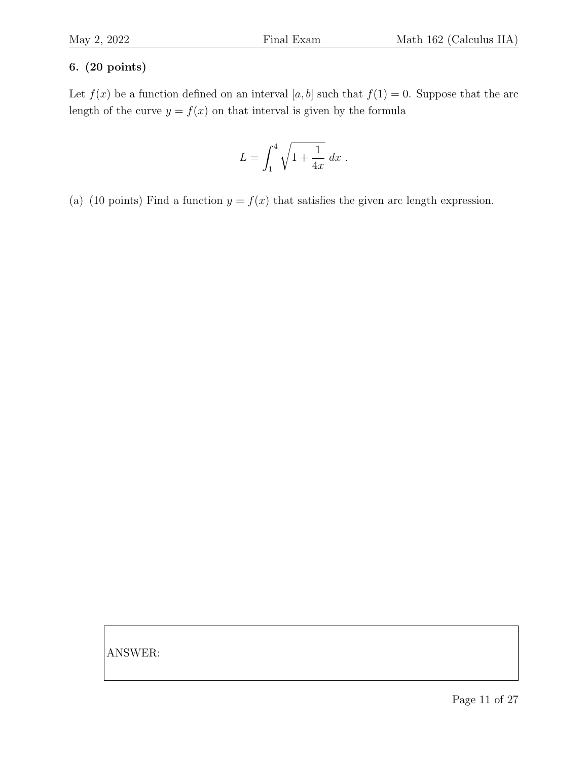**6. (20 points)**

Let $f(x)$ be a function defined on an interval $[a, b]$ such that $f(1) = 0$. Suppose that the arc length of the curve $y = f(x)$ on that interval is given by the formula

$$L = \int_1^4 \sqrt{1 + \frac{1}{4x}}\ dx\ .$$

(a) (10 points) Find a function $y = f(x)$ that satisfies the given arc length expression.

ANSWER: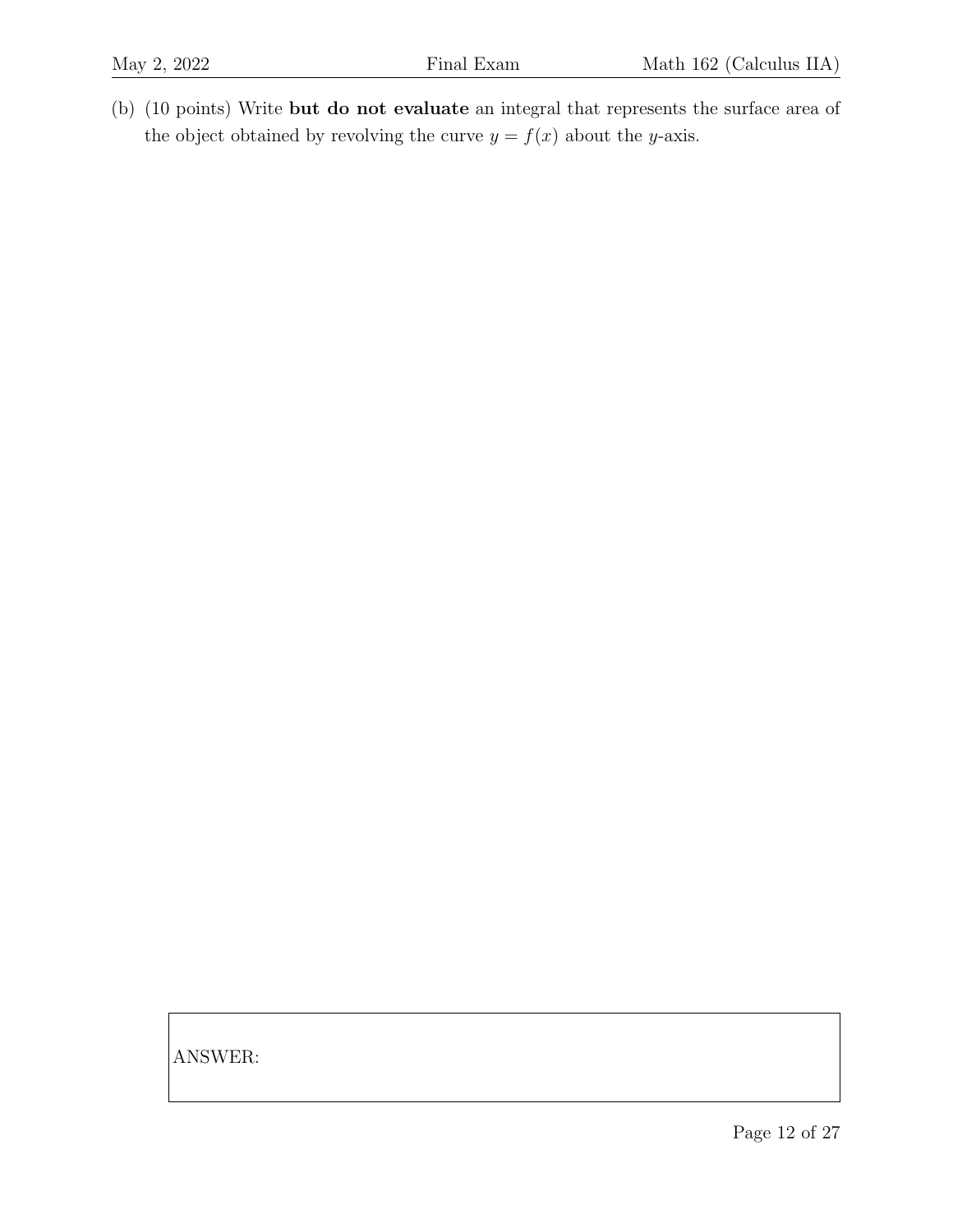(b) (10 points) Write **but do not evaluate** an integral that represents the surface area of the object obtained by revolving the curve $y = f(x)$ about the $y$-axis.

ANSWER: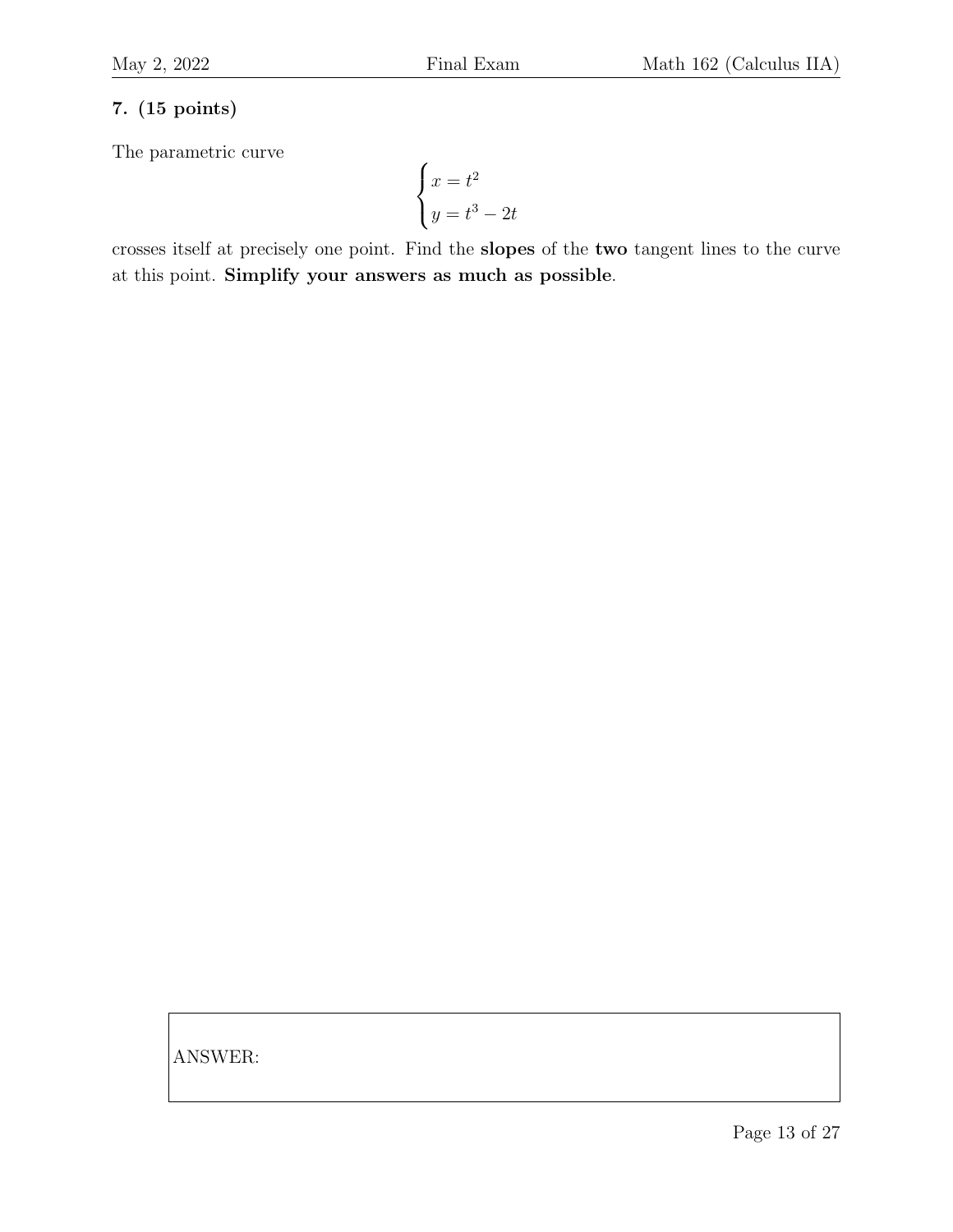**7. (15 points)**

The parametric curve

$$\begin{cases} x = t^2 \\ y = t^3 - 2t \end{cases}$$

crosses itself at precisely one point. Find the **slopes** of the **two** tangent lines to the curve at this point. **Simplify your answers as much as possible**.

ANSWER: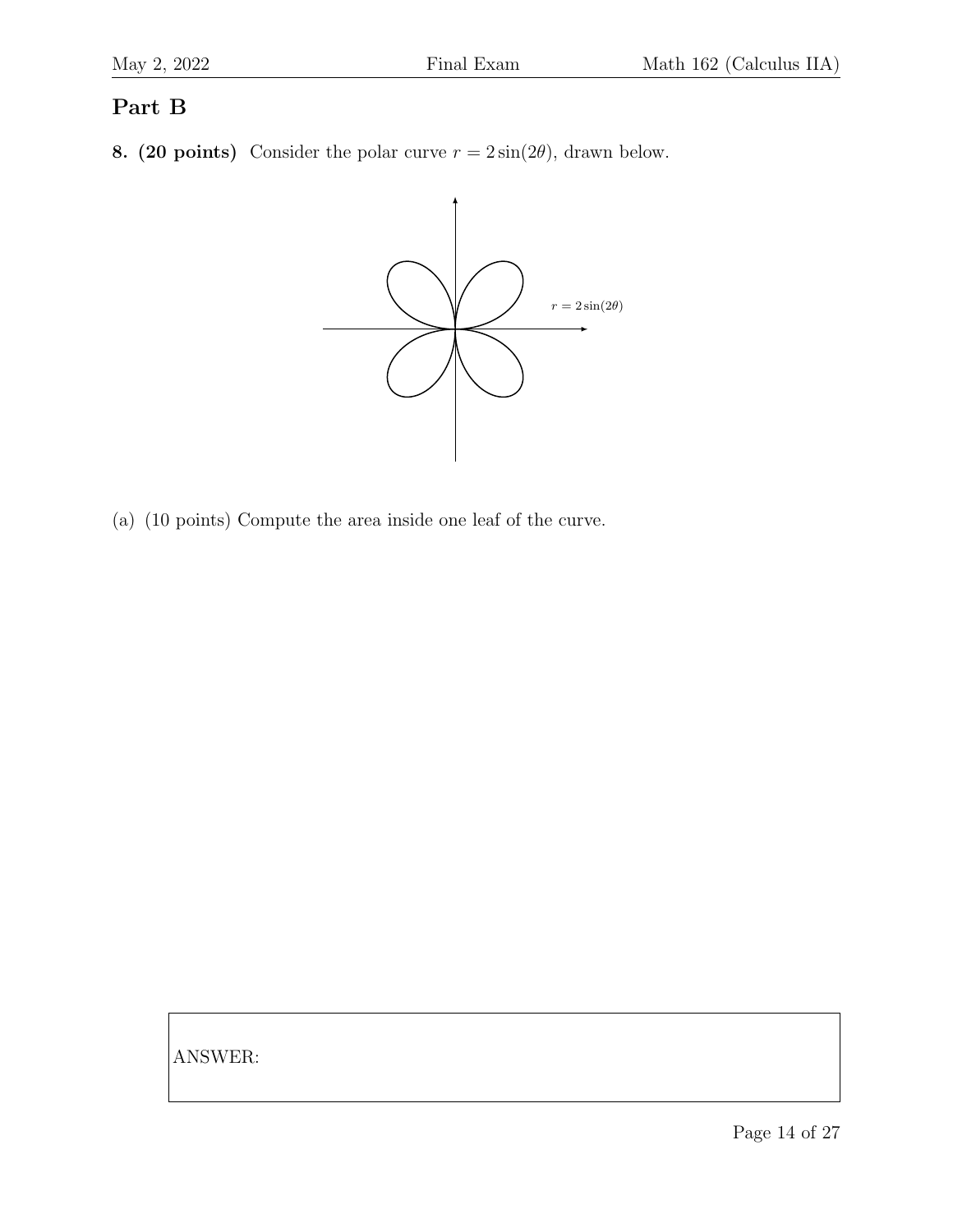## Part B

**8. (20 points)** Consider the polar curve $r = 2\sin(2\theta)$, drawn below.

$r = 2\sin(2\theta)$

(a) (10 points) Compute the area inside one leaf of the curve.

ANSWER: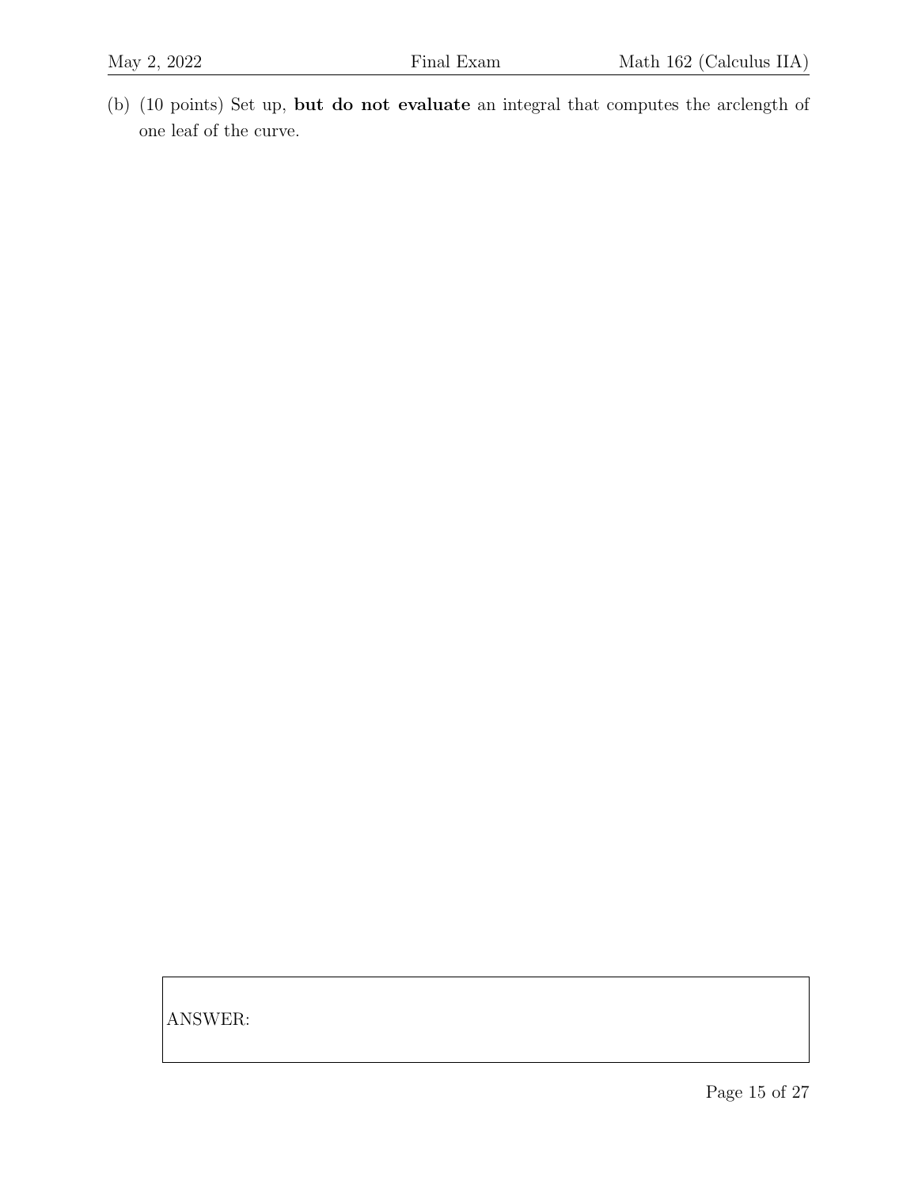(b) (10 points) Set up, **but do not evaluate** an integral that computes the arclength of one leaf of the curve.

ANSWER: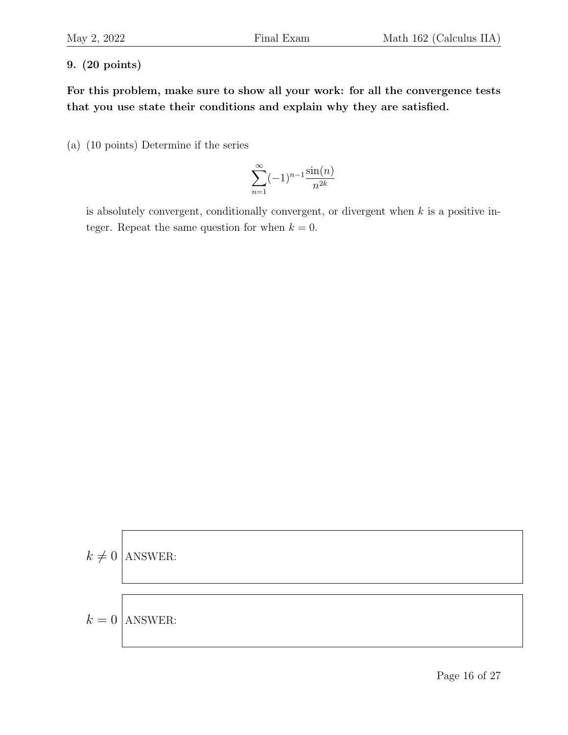**9. (20 points)**

**For this problem, make sure to show all your work: for all the convergence tests that you use state their conditions and explain why they are satisfied.**

(a) (10 points) Determine if the series

$$\sum_{n=1}^{\infty}(-1)^{n-1}\frac{\sin(n)}{n^{2k}}$$

is absolutely convergent, conditionally convergent, or divergent when $k$ is a positive integer. Repeat the same question for when $k = 0$.

$k \neq 0$ ANSWER:

$k = 0$ ANSWER: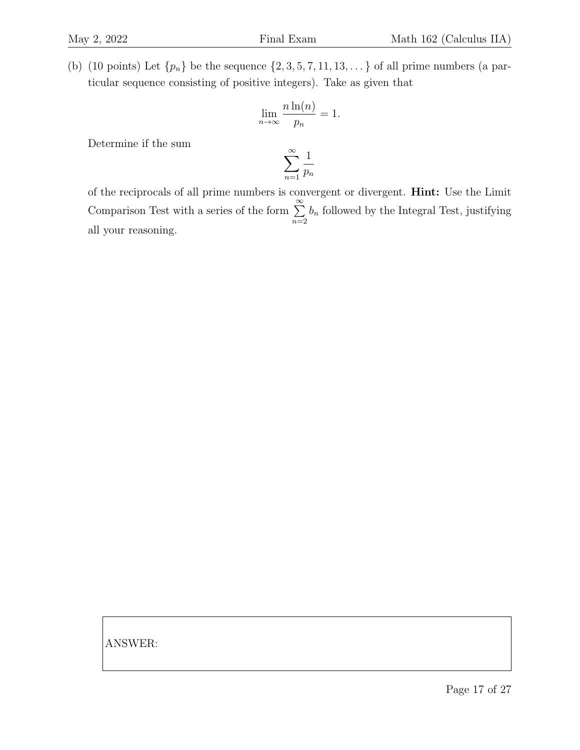(b) (10 points) Let $\{p_n\}$ be the sequence $\{2, 3, 5, 7, 11, 13, \dots\}$ of all prime numbers (a particular sequence consisting of positive integers). Take as given that

$$\lim_{n\to\infty} \frac{n\ln(n)}{p_n} = 1.$$

Determine if the sum

$$\sum_{n=1}^{\infty} \frac{1}{p_n}$$

of the reciprocals of all prime numbers is convergent or divergent. **Hint:** Use the Limit Comparison Test with a series of the form $\sum_{n=2}^{\infty} b_n$ followed by the Integral Test, justifying all your reasoning.

ANSWER: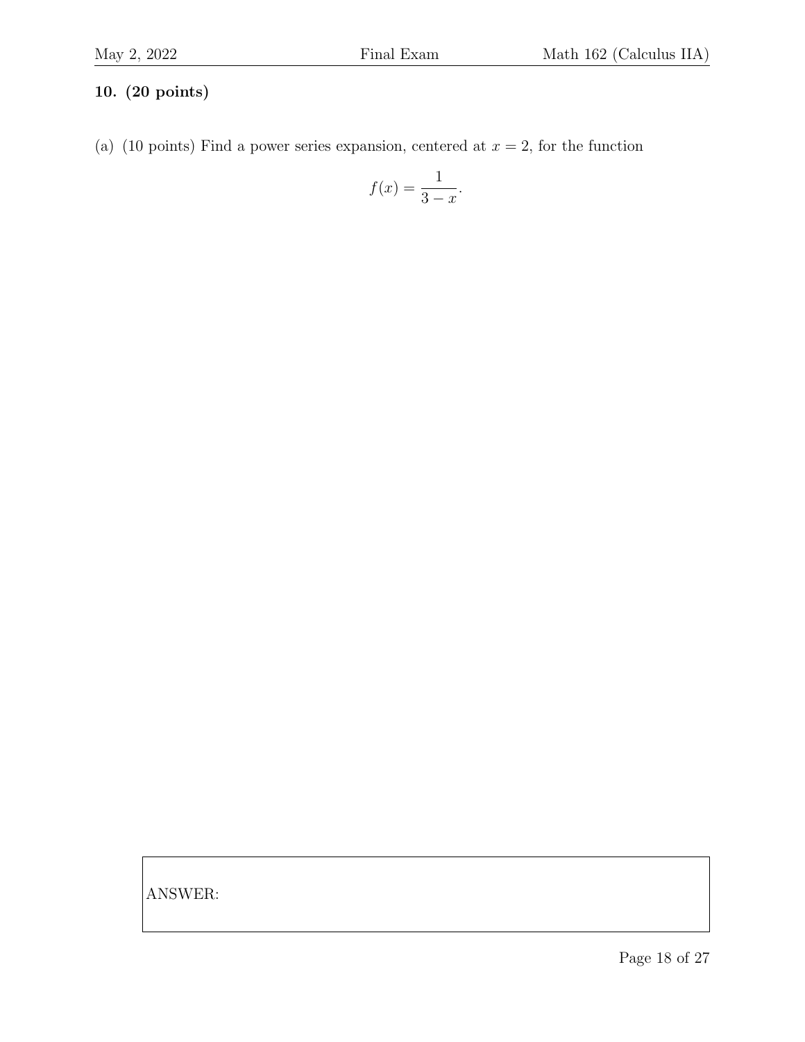**10. (20 points)**

(a) (10 points) Find a power series expansion, centered at $x = 2$, for the function

$$f(x) = \frac{1}{3 - x}.$$

ANSWER: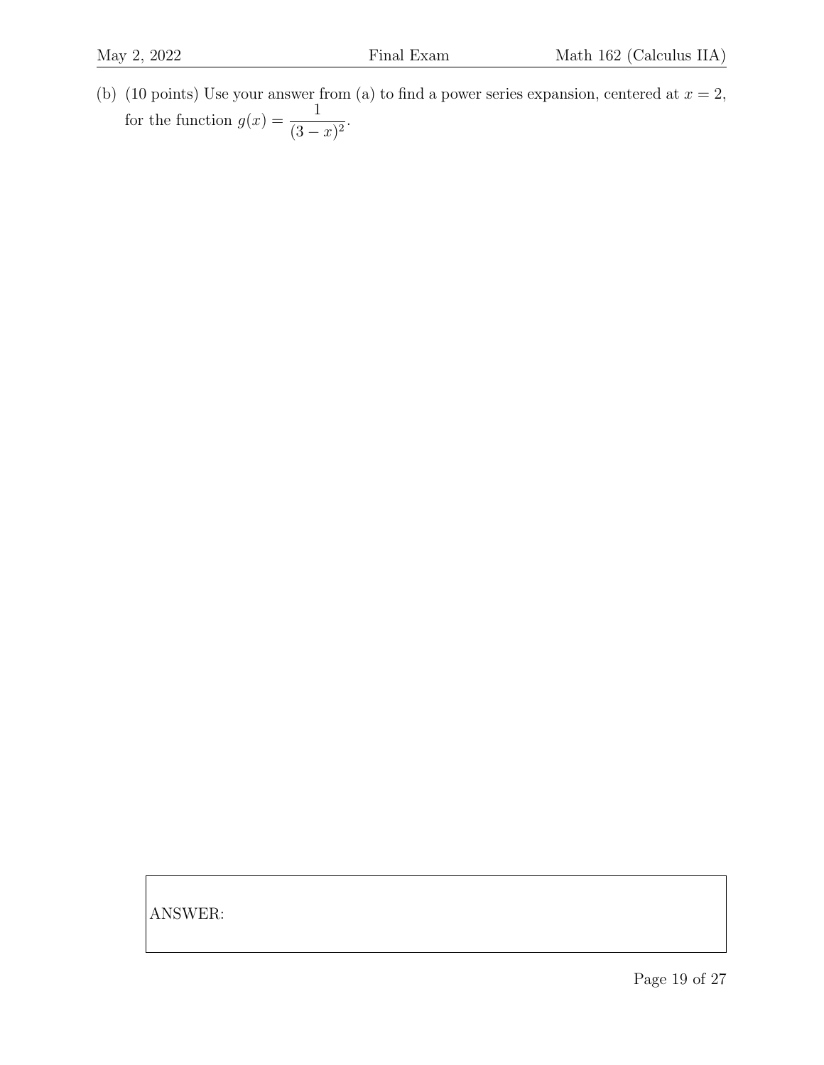(b) (10 points) Use your answer from (a) to find a power series expansion, centered at $x = 2$, for the function $g(x) = \dfrac{1}{(3-x)^2}$.

ANSWER: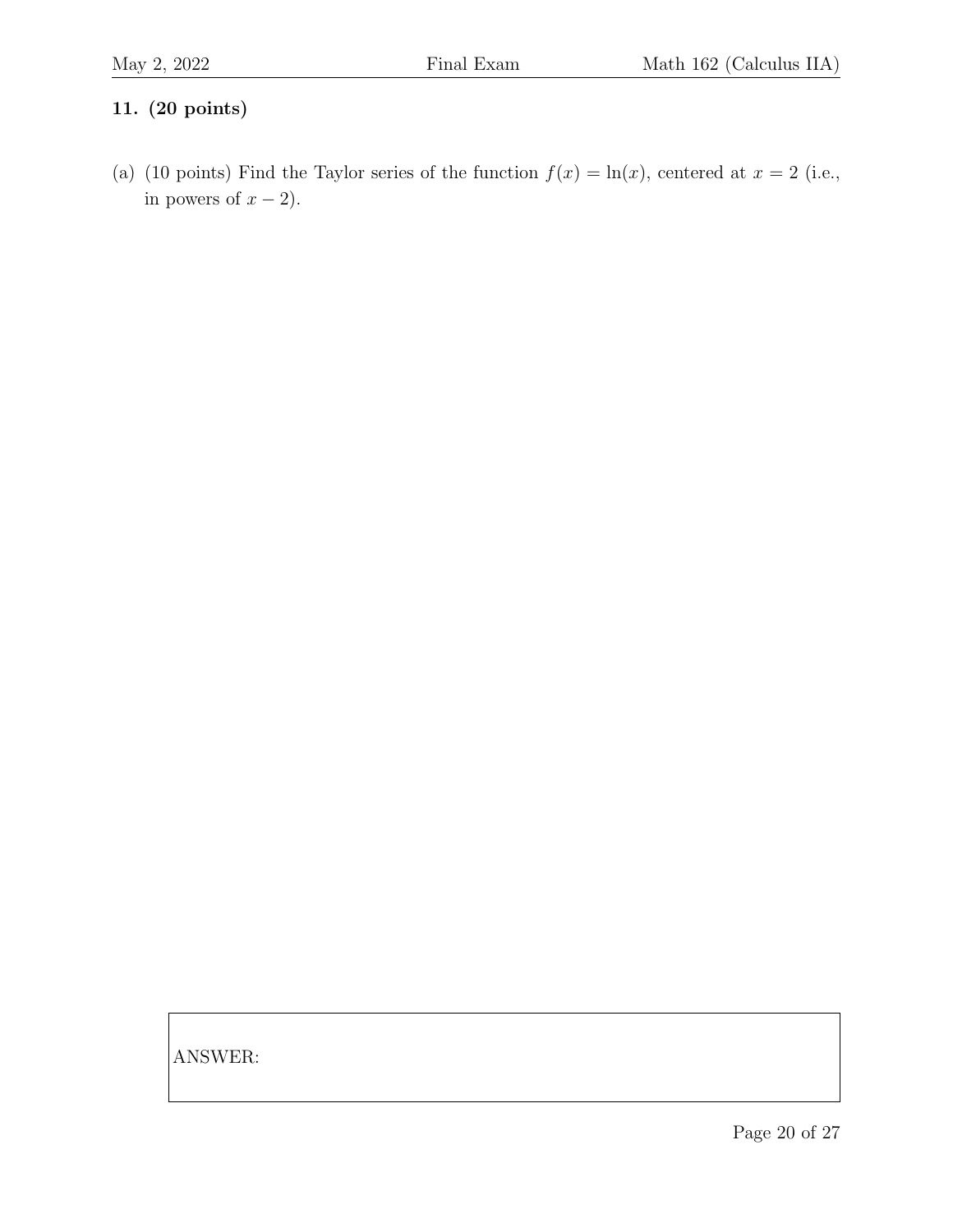**11. (20 points)**

(a) (10 points) Find the Taylor series of the function $f(x) = \ln(x)$, centered at $x = 2$ (i.e., in powers of $x - 2$).

ANSWER: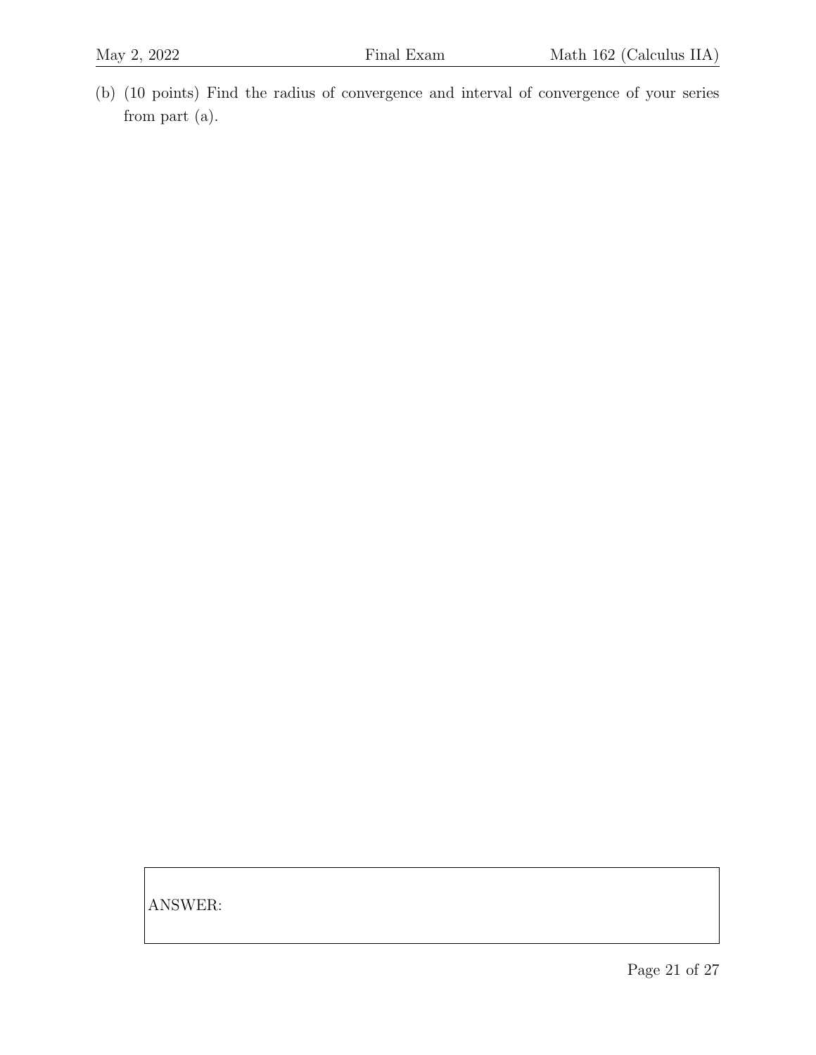(b) (10 points) Find the radius of convergence and interval of convergence of your series from part (a).

ANSWER: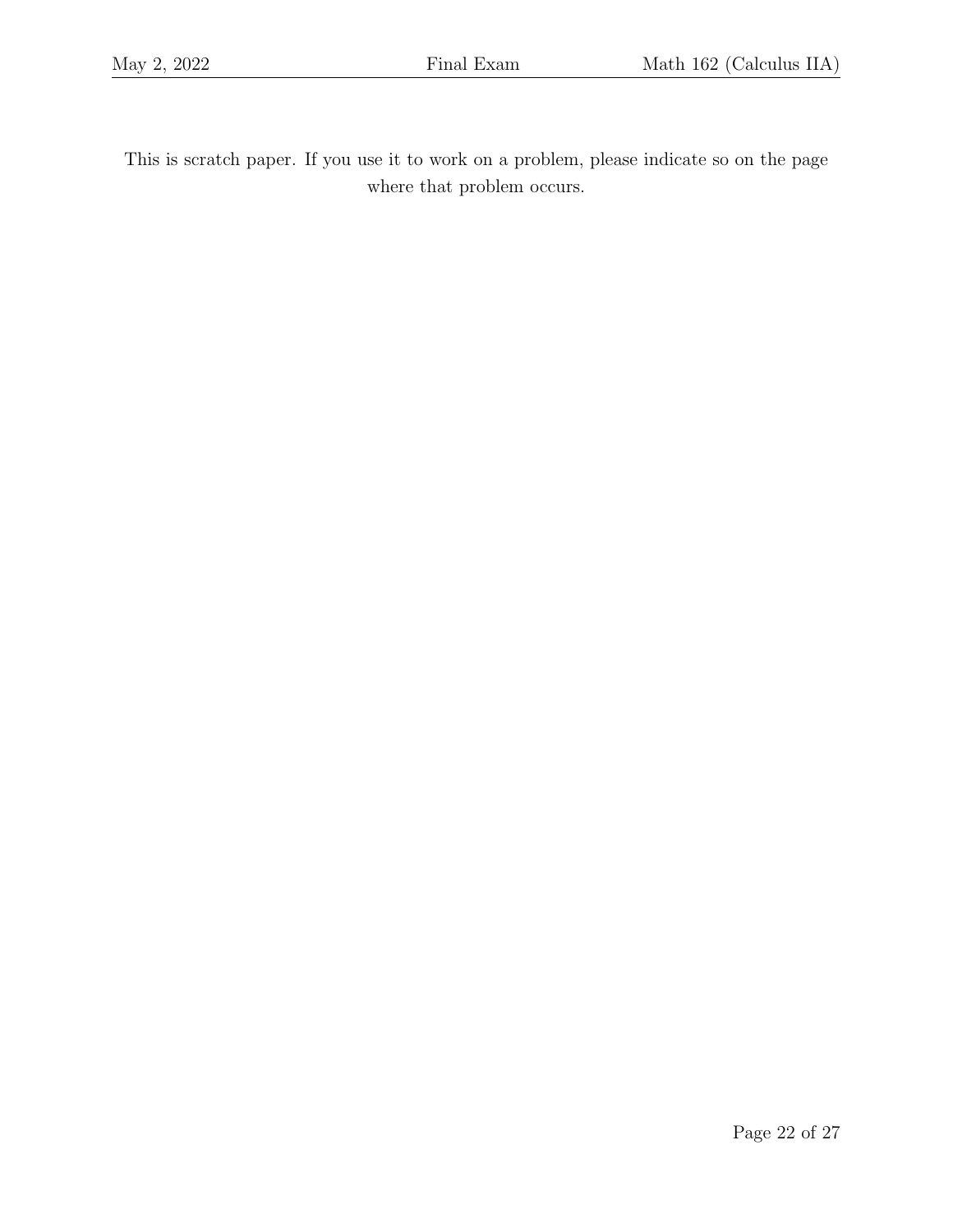This is scratch paper. If you use it to work on a problem, please indicate so on the page where that problem occurs.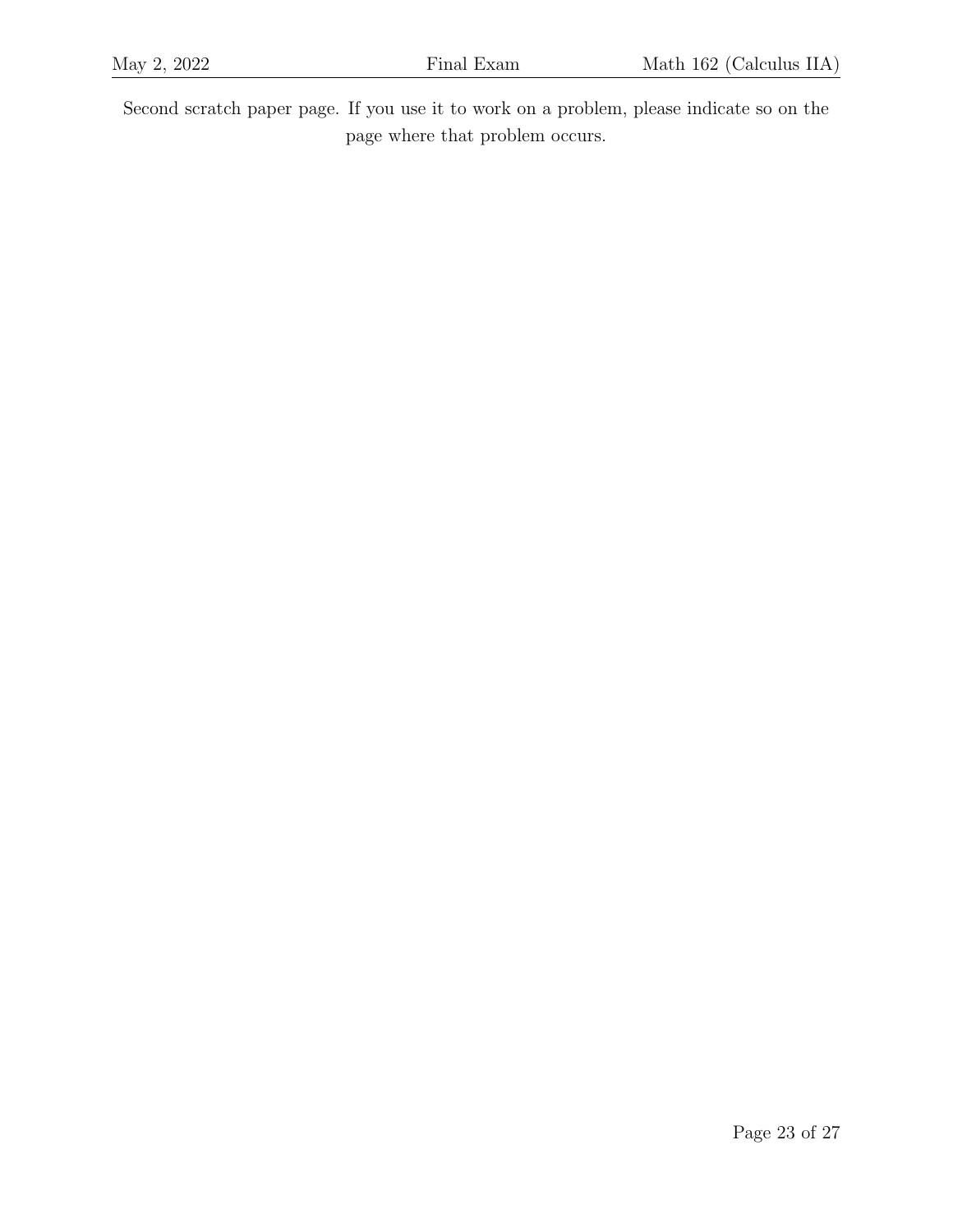Second scratch paper page. If you use it to work on a problem, please indicate so on the page where that problem occurs.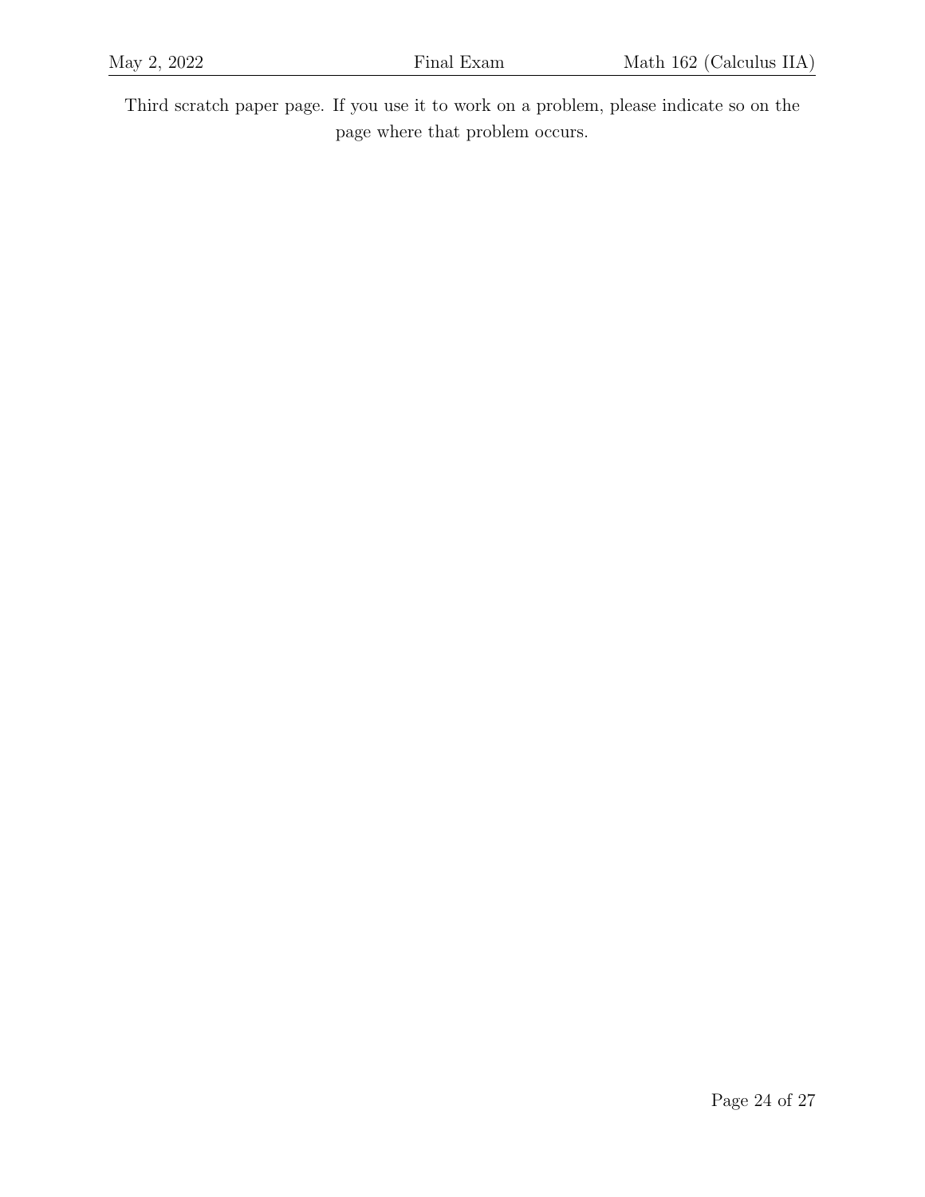Third scratch paper page. If you use it to work on a problem, please indicate so on the page where that problem occurs.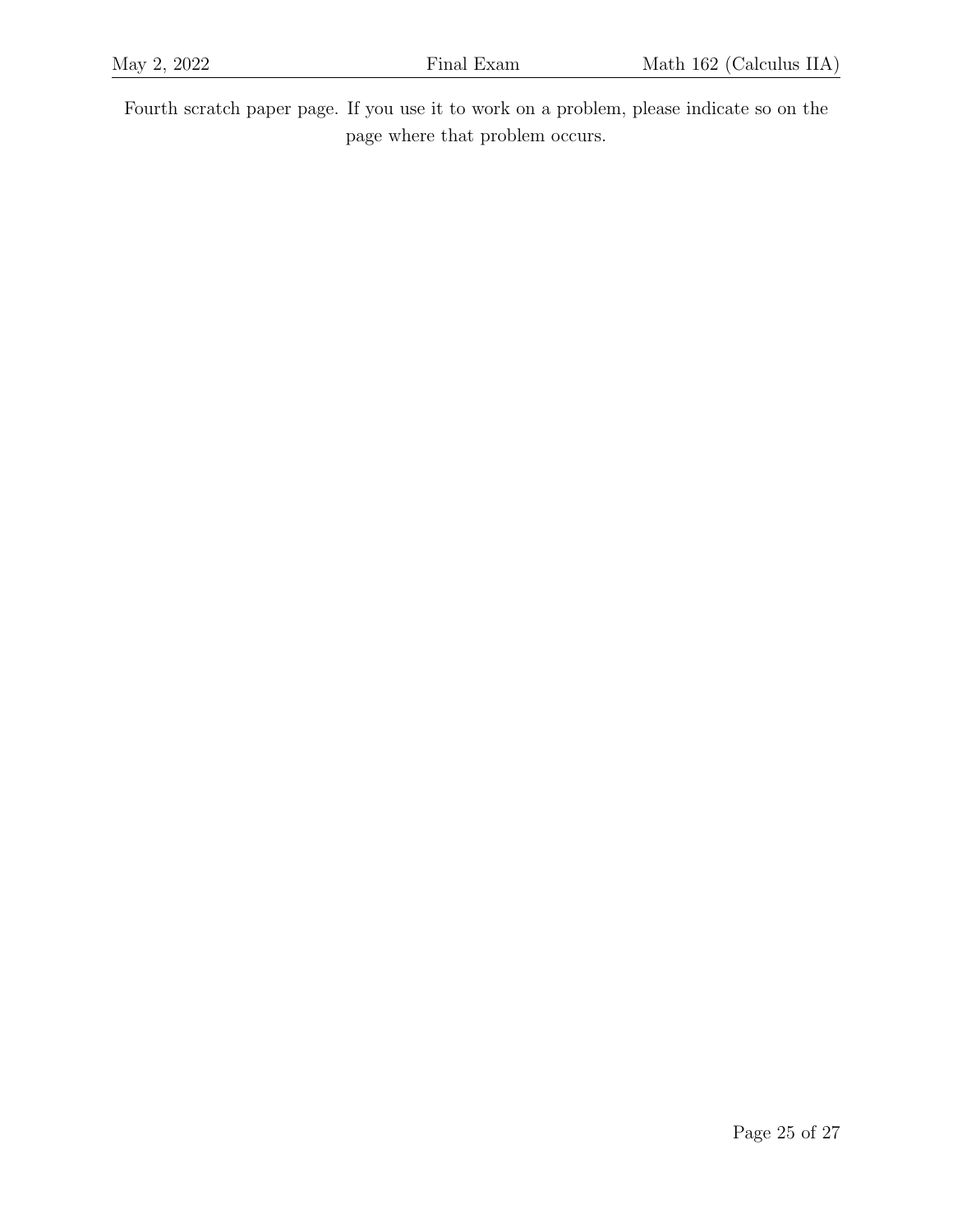Fourth scratch paper page. If you use it to work on a problem, please indicate so on the page where that problem occurs.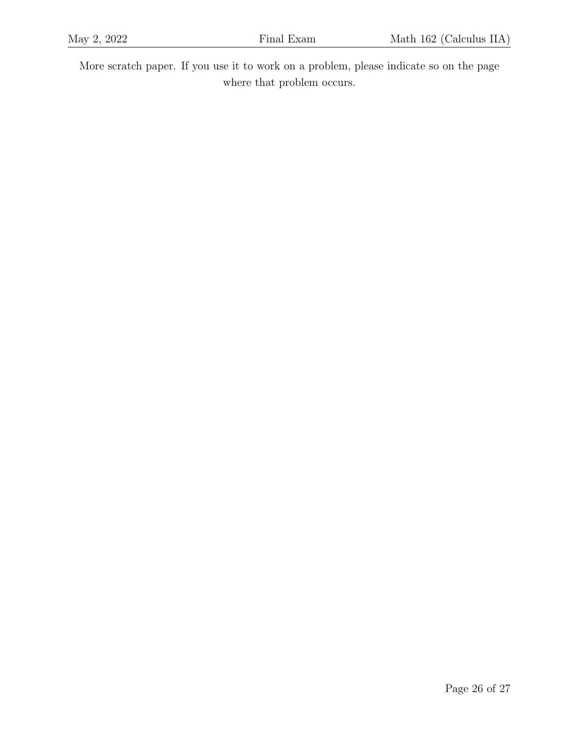More scratch paper. If you use it to work on a problem, please indicate so on the page where that problem occurs.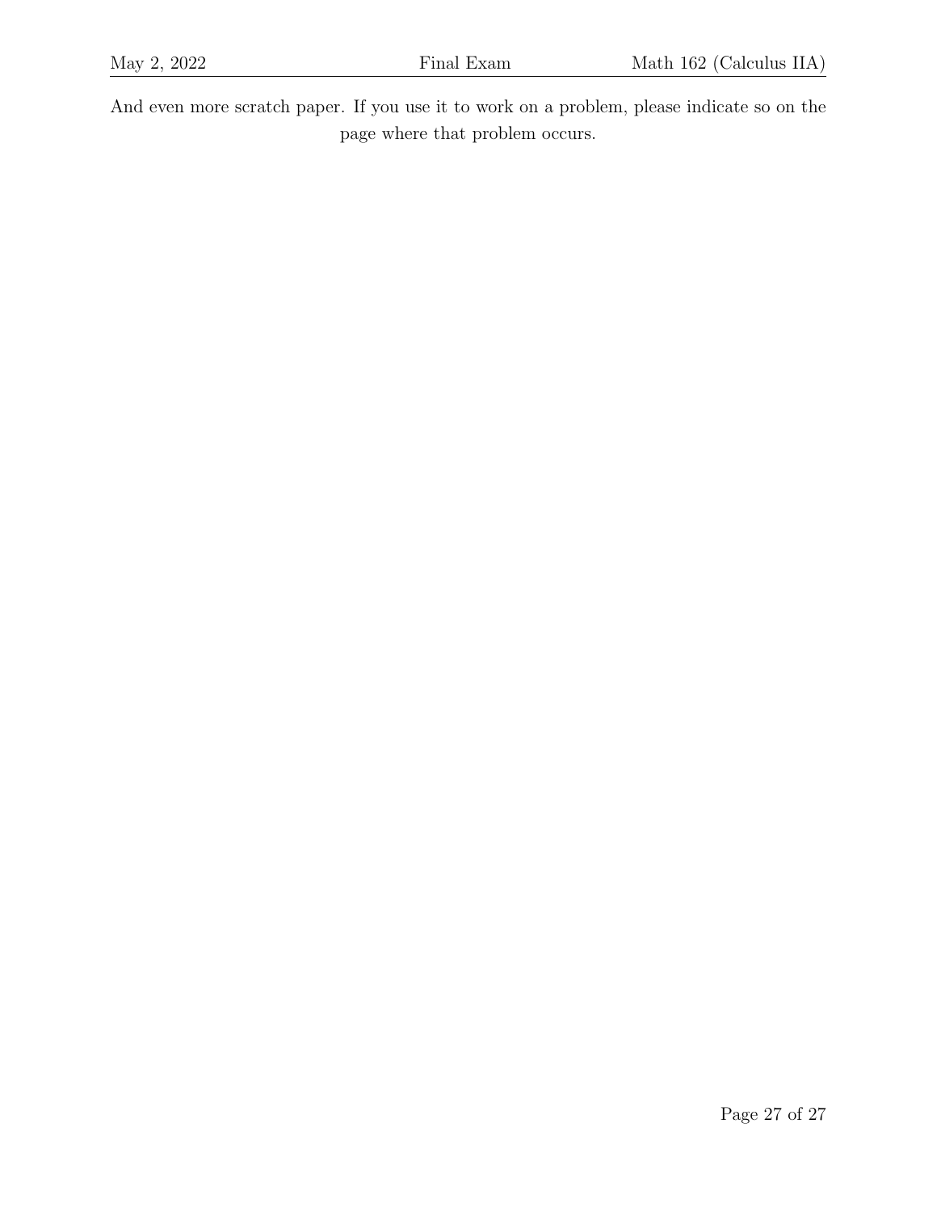And even more scratch paper. If you use it to work on a problem, please indicate so on the page where that problem occurs.